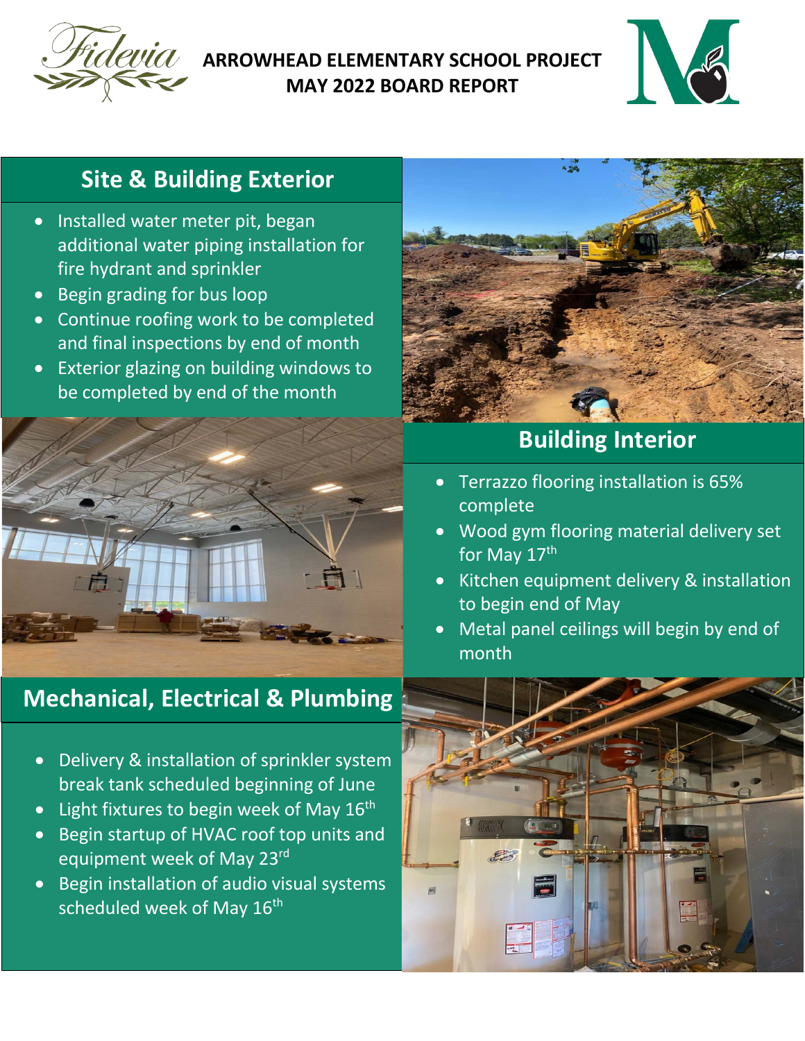# ARROWHEAD ELEMENTARY SCHOOL PROJECT
# MAY 2022 BOARD REPORT

## Site & Building Exterior

- Installed water meter pit, began additional water piping installation for fire hydrant and sprinkler
- Begin grading for bus loop
- Continue roofing work to be completed and final inspections by end of month
- Exterior glazing on building windows to be completed by end of the month

## Building Interior

- Terrazzo flooring installation is 65% complete
- Wood gym flooring material delivery set for May 17th
- Kitchen equipment delivery & installation to begin end of May
- Metal panel ceilings will begin by end of month

## Mechanical, Electrical & Plumbing

- Delivery & installation of sprinkler system break tank scheduled beginning of June
- Light fixtures to begin week of May 16th
- Begin startup of HVAC roof top units and equipment week of May 23rd
- Begin installation of audio visual systems scheduled week of May 16th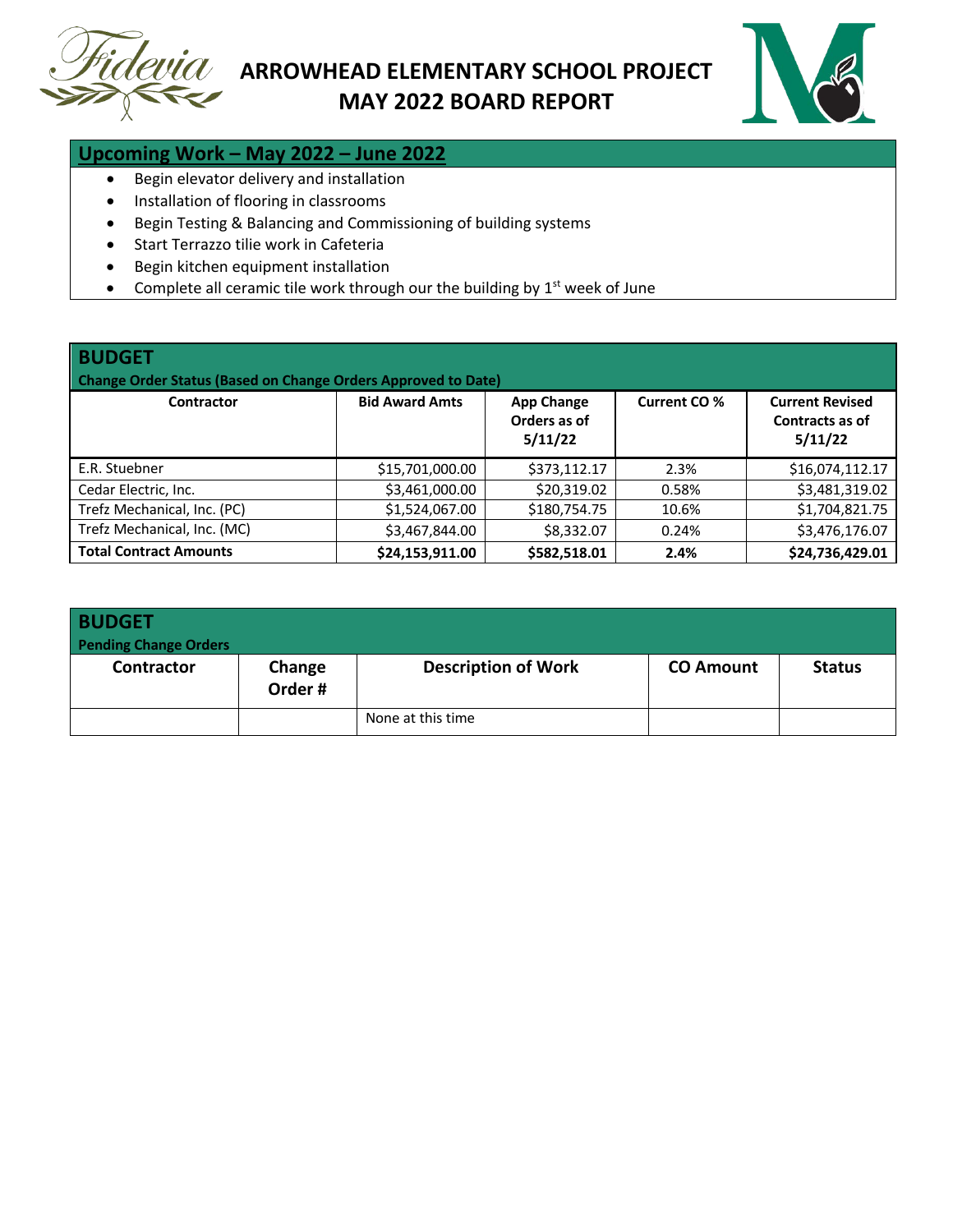# ARROWHEAD ELEMENTARY SCHOOL PROJECT
# MAY 2022 BOARD REPORT

## Upcoming Work – May 2022 – June 2022

- Begin elevator delivery and installation
- Installation of flooring in classrooms
- Begin Testing & Balancing and Commissioning of building systems
- Start Terrazzo tilie work in Cafeteria
- Begin kitchen equipment installation
- Complete all ceramic tile work through our the building by 1st week of June

## BUDGET

**Change Order Status (Based on Change Orders Approved to Date)**

| Contractor | Bid Award Amts | App Change Orders as of 5/11/22 | Current CO % | Current Revised Contracts as of 5/11/22 |
|---|---|---|---|---|
| E.R. Stuebner | $15,701,000.00 | $373,112.17 | 2.3% | $16,074,112.17 |
| Cedar Electric, Inc. | $3,461,000.00 | $20,319.02 | 0.58% | $3,481,319.02 |
| Trefz Mechanical, Inc. (PC) | $1,524,067.00 | $180,754.75 | 10.6% | $1,704,821.75 |
| Trefz Mechanical, Inc. (MC) | $3,467,844.00 | $8,332.07 | 0.24% | $3,476,176.07 |
| **Total Contract Amounts** | **$24,153,911.00** | **$582,518.01** | **2.4%** | **$24,736,429.01** |

## BUDGET

**Pending Change Orders**

| Contractor | Change Order # | Description of Work | CO Amount | Status |
|---|---|---|---|---|
| | | None at this time | | |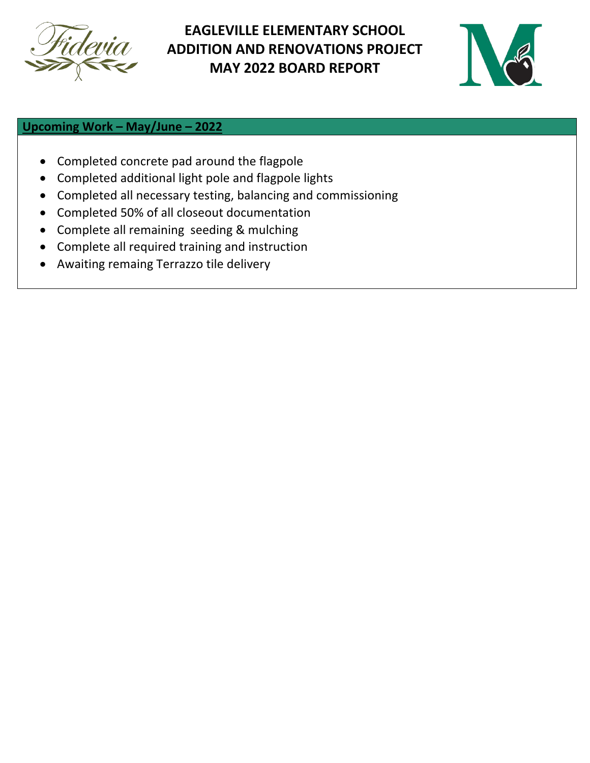# EAGLEVILLE ELEMENTARY SCHOOL
# ADDITION AND RENOVATIONS PROJECT
# MAY 2022 BOARD REPORT

## Upcoming Work – May/June – 2022

- Completed concrete pad around the flagpole
- Completed additional light pole and flagpole lights
- Completed all necessary testing, balancing and commissioning
- Completed 50% of all closeout documentation
- Complete all remaining  seeding & mulching
- Complete all required training and instruction
- Awaiting remaing Terrazzo tile delivery